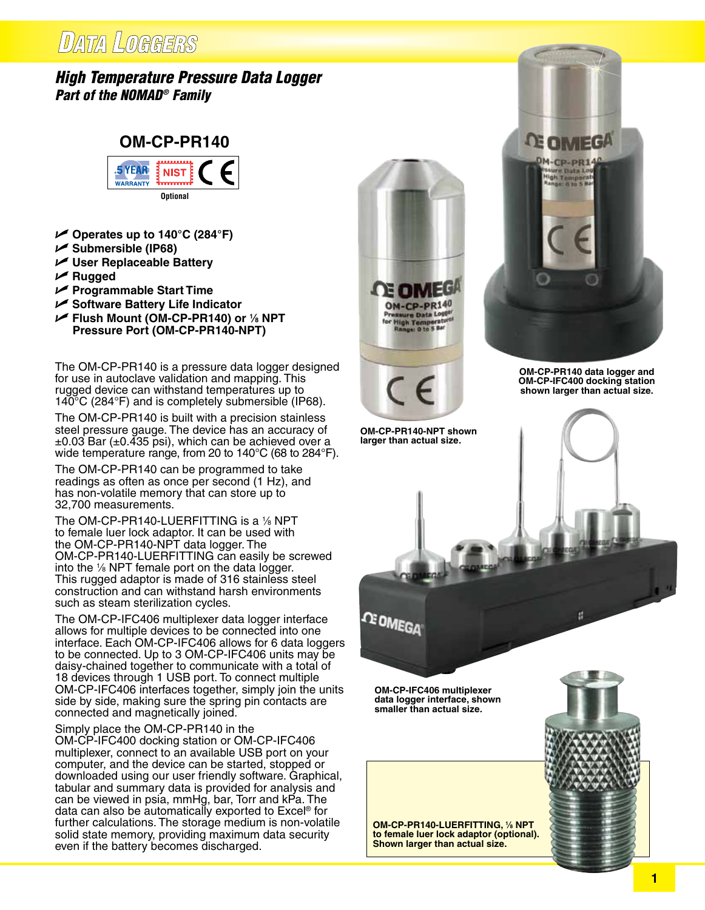# Data Loggers

## High Temperature Pressure Data Logger

### Part of the NOMAD® Family

**OM-CP-PR140**

5 YEAR WARRANTY | NIST | CE

Optional

- Operates up to 140°C (284°F)
- Submersible (IP68)
- User Replaceable Battery
- Rugged
- Programmable Start Time
- Software Battery Life Indicator
- Flush Mount (OM-CP-PR140) or ⅛ NPT Pressure Port (OM-CP-PR140-NPT)

The OM-CP-PR140 is a pressure data logger designed for use in autoclave validation and mapping. This rugged device can withstand temperatures up to 140°C (284°F) and is completely submersible (IP68).

The OM-CP-PR140 is built with a precision stainless steel pressure gauge. The device has an accuracy of ±0.03 Bar (±0.435 psi), which can be achieved over a wide temperature range, from 20 to 140°C (68 to 284°F).

The OM-CP-PR140 can be programmed to take readings as often as once per second (1 Hz), and has non-volatile memory that can store up to 32,700 measurements.

The OM-CP-PR140-LUERFITTING is a ⅛ NPT to female luer lock adaptor. It can be used with the OM-CP-PR140-NPT data logger. The OM-CP-PR140-LUERFITTING can easily be screwed into the ⅛ NPT female port on the data logger. This rugged adaptor is made of 316 stainless steel construction and can withstand harsh environments such as steam sterilization cycles.

The OM-CP-IFC406 multiplexer data logger interface allows for multiple devices to be connected into one interface. Each OM-CP-IFC406 allows for 6 data loggers to be connected. Up to 3 OM-CP-IFC406 units may be daisy-chained together to communicate with a total of 18 devices through 1 USB port. To connect multiple OM-CP-IFC406 interfaces together, simply join the units side by side, making sure the spring pin contacts are connected and magnetically joined.

Simply place the OM-CP-PR140 in the OM-CP-IFC400 docking station or OM-CP-IFC406 multiplexer, connect to an available USB port on your computer, and the device can be started, stopped or downloaded using our user friendly software. Graphical, tabular and summary data is provided for analysis and can be viewed in psia, mmHg, bar, Torr and kPa. The data can also be automatically exported to Excel® for further calculations. The storage medium is non-volatile solid state memory, providing maximum data security even if the battery becomes discharged.

OM-CP-PR140-NPT shown larger than actual size.

OM-CP-PR140 data logger and OM-CP-IFC400 docking station shown larger than actual size.

OM-CP-IFC406 multiplexer data logger interface, shown smaller than actual size.

OM-CP-PR140-LUERFITTING, ⅛ NPT to female luer lock adaptor (optional). Shown larger than actual size.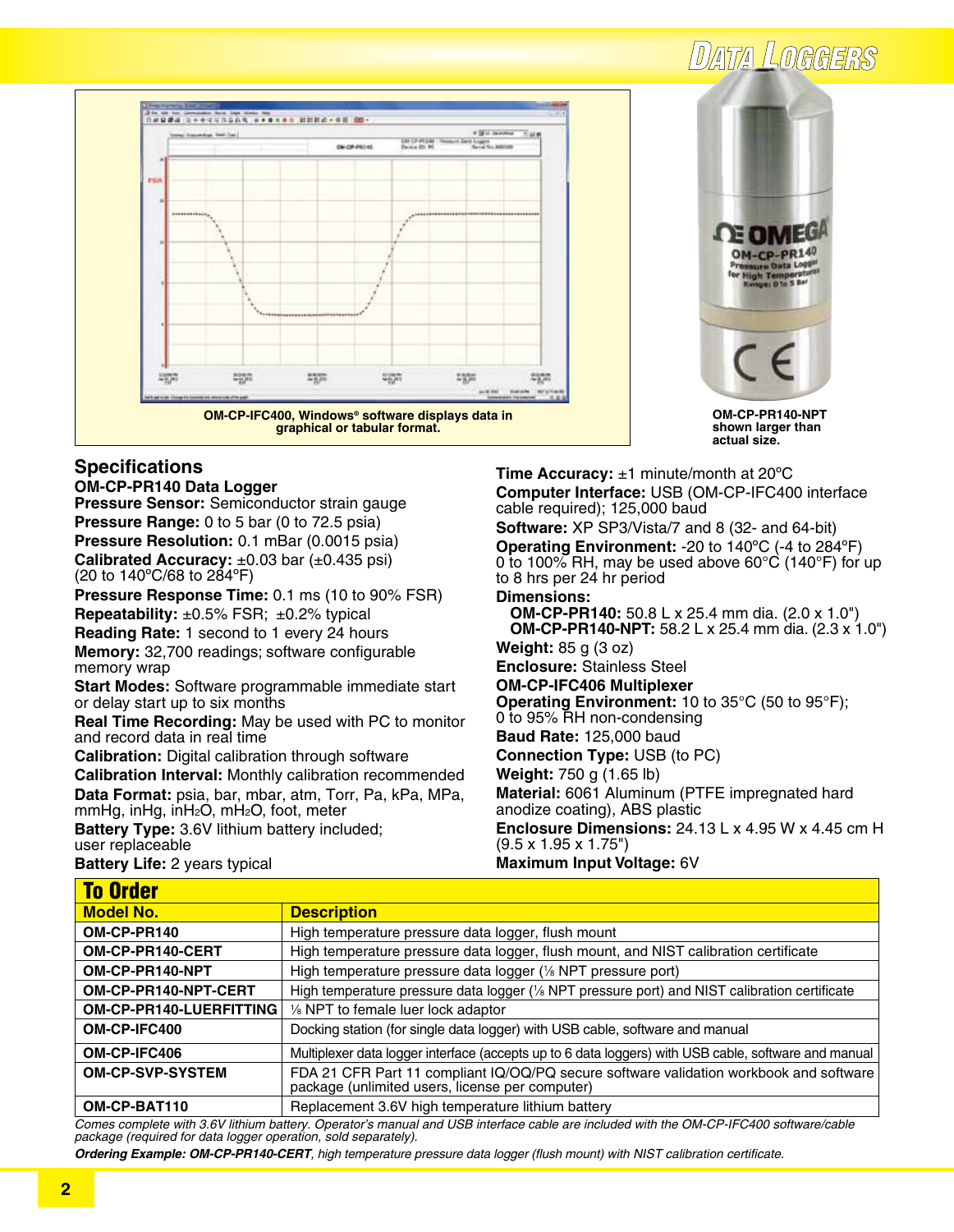OM-CP-IFC400, Windows® software displays data in graphical or tabular format.

OM-CP-PR140-NPT shown larger than actual size.

## Specifications

### OM-CP-PR140 Data Logger

**Pressure Sensor:** Semiconductor strain gauge

**Pressure Range:** 0 to 5 bar (0 to 72.5 psia)

**Pressure Resolution:** 0.1 mBar (0.0015 psia)

**Calibrated Accuracy:** ±0.03 bar (±0.435 psi) (20 to 140ºC/68 to 284ºF)

**Pressure Response Time:** 0.1 ms (10 to 90% FSR)

**Repeatability:** ±0.5% FSR; ±0.2% typical

**Reading Rate:** 1 second to 1 every 24 hours

**Memory:** 32,700 readings; software configurable memory wrap

**Start Modes:** Software programmable immediate start or delay start up to six months

**Real Time Recording:** May be used with PC to monitor and record data in real time

**Calibration:** Digital calibration through software

**Calibration Interval:** Monthly calibration recommended

**Data Format:** psia, bar, mbar, atm, Torr, Pa, kPa, MPa, mmHg, inHg, $inH_2O$, $mH_2O$, foot, meter

**Battery Type:** 3.6V lithium battery included; user replaceable

**Battery Life:** 2 years typical

**Time Accuracy:** ±1 minute/month at 20ºC

**Computer Interface:** USB (OM-CP-IFC400 interface cable required); 125,000 baud

**Software:** XP SP3/Vista/7 and 8 (32- and 64-bit)

**Operating Environment:** -20 to 140ºC (-4 to 284ºF) 0 to 100% RH, may be used above 60°C (140°F) for up to 8 hrs per 24 hr period

**Dimensions:**
- **OM-CP-PR140:** 50.8 L x 25.4 mm dia. (2.0 x 1.0")
- **OM-CP-PR140-NPT:** 58.2 L x 25.4 mm dia. (2.3 x 1.0")

**Weight:** 85 g (3 oz)

**Enclosure:** Stainless Steel

### OM-CP-IFC406 Multiplexer

**Operating Environment:** 10 to 35°C (50 to 95°F); 0 to 95% RH non-condensing

**Baud Rate:** 125,000 baud

**Connection Type:** USB (to PC)

**Weight:** 750 g (1.65 lb)

**Material:** 6061 Aluminum (PTFE impregnated hard anodize coating), ABS plastic

**Enclosure Dimensions:** 24.13 L x 4.95 W x 4.45 cm H (9.5 x 1.95 x 1.75")

**Maximum Input Voltage:** 6V

## To Order

| Model No. | Description |
|---|---|
| OM-CP-PR140 | High temperature pressure data logger, flush mount |
| OM-CP-PR140-CERT | High temperature pressure data logger, flush mount, and NIST calibration certificate |
| OM-CP-PR140-NPT | High temperature pressure data logger (⅛ NPT pressure port) |
| OM-CP-PR140-NPT-CERT | High temperature pressure data logger (⅛ NPT pressure port) and NIST calibration certificate |
| OM-CP-PR140-LUERFITTING | ⅛ NPT to female luer lock adaptor |
| OM-CP-IFC400 | Docking station (for single data logger) with USB cable, software and manual |
| OM-CP-IFC406 | Multiplexer data logger interface (accepts up to 6 data loggers) with USB cable, software and manual |
| OM-CP-SVP-SYSTEM | FDA 21 CFR Part 11 compliant IQ/OQ/PQ secure software validation workbook and software package (unlimited users, license per computer) |
| OM-CP-BAT110 | Replacement 3.6V high temperature lithium battery |

*Comes complete with 3.6V lithium battery. Operator's manual and USB interface cable are included with the OM-CP-IFC400 software/cable package (required for data logger operation, sold separately).*

***Ordering Example:** **OM-CP-PR140-CERT**, high temperature pressure data logger (flush mount) with NIST calibration certificate.*